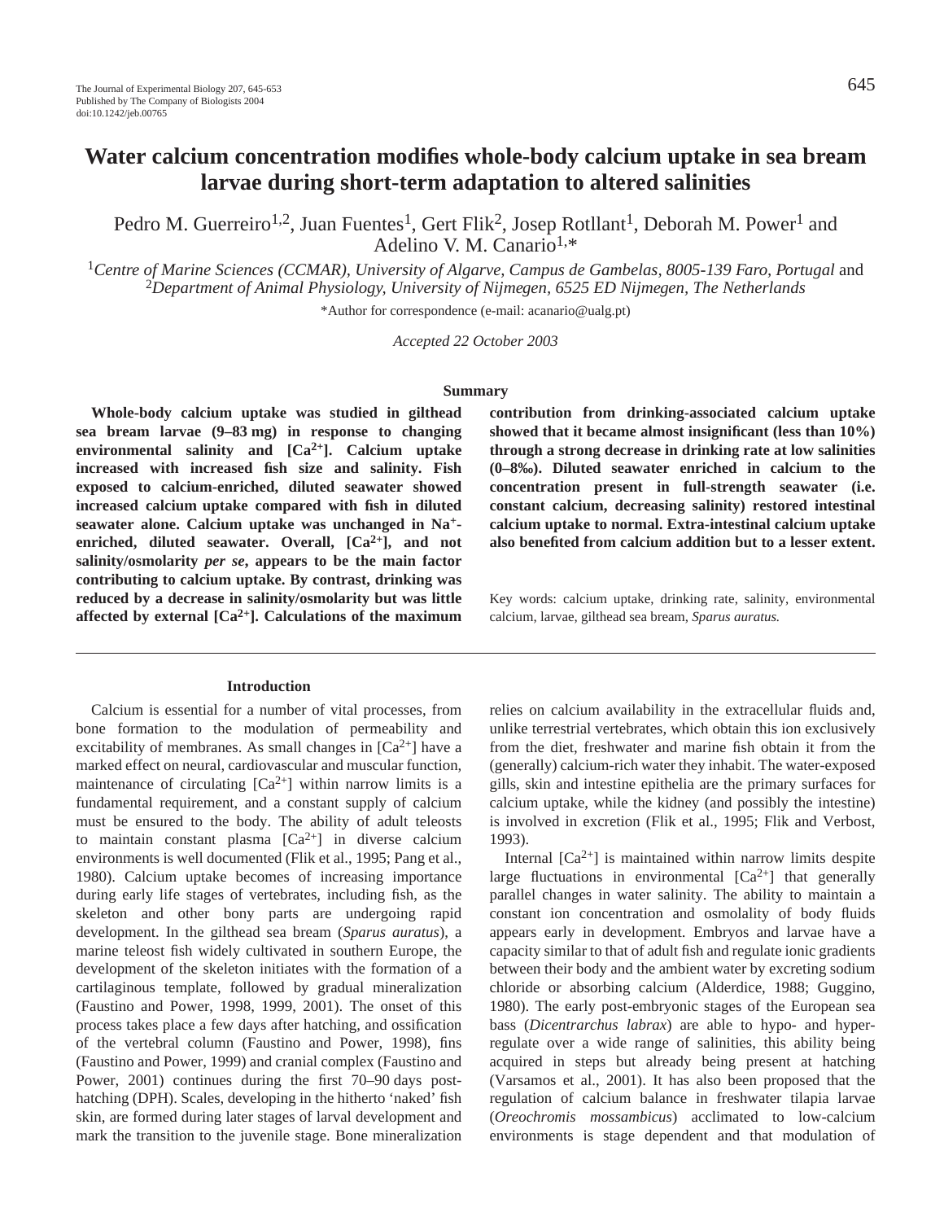# Water calcium concentration modifies whole-body calcium uptake in sea bream larvae during short-term adaptation to altered salinities

Pedro M. Guerreiro[1,2], Juan Fuentes[1], Gert Flik[2], Josep Rotllant[1], Deborah M. Power[1] and Adelino V. M. Canario[1,*]

[1]*Centre of Marine Sciences (CCMAR), University of Algarve, Campus de Gambelas, 8005-139 Faro, Portugal* and [2]*Department of Animal Physiology, University of Nijmegen, 6525 ED Nijmegen, The Netherlands*

*Author for correspondence (e-mail: acanario@ualg.pt)

*Accepted 22 October 2003*

## Summary

**Whole-body calcium uptake was studied in gilthead sea bream larvae (9–83 mg) in response to changing environmental salinity and [$Ca^{2+}$]. Calcium uptake increased with increased fish size and salinity. Fish exposed to calcium-enriched, diluted seawater showed increased calcium uptake compared with fish in diluted seawater alone. Calcium uptake was unchanged in $Na^{+}$-enriched, diluted seawater. Overall, [$Ca^{2+}$], and not salinity/osmolarity *per se*, appears to be the main factor contributing to calcium uptake. By contrast, drinking was reduced by a decrease in salinity/osmolarity but was little affected by external [$Ca^{2+}$]. Calculations of the maximum contribution from drinking-associated calcium uptake showed that it became almost insignificant (less than 10%) through a strong decrease in drinking rate at low salinities (0–8‰). Diluted seawater enriched in calcium to the concentration present in full-strength seawater (i.e. constant calcium, decreasing salinity) restored intestinal calcium uptake to normal. Extra-intestinal calcium uptake also benefited from calcium addition but to a lesser extent.**

Key words: calcium uptake, drinking rate, salinity, environmental calcium, larvae, gilthead sea bream, *Sparus auratus.*

## Introduction

Calcium is essential for a number of vital processes, from bone formation to the modulation of permeability and excitability of membranes. As small changes in [$Ca^{2+}$] have a marked effect on neural, cardiovascular and muscular function, maintenance of circulating [$Ca^{2+}$] within narrow limits is a fundamental requirement, and a constant supply of calcium must be ensured to the body. The ability of adult teleosts to maintain constant plasma [$Ca^{2+}$] in diverse calcium environments is well documented (Flik et al., 1995; Pang et al., 1980). Calcium uptake becomes of increasing importance during early life stages of vertebrates, including fish, as the skeleton and other bony parts are undergoing rapid development. In the gilthead sea bream (*Sparus auratus*), a marine teleost fish widely cultivated in southern Europe, the development of the skeleton initiates with the formation of a cartilaginous template, followed by gradual mineralization (Faustino and Power, 1998, 1999, 2001). The onset of this process takes place a few days after hatching, and ossification of the vertebral column (Faustino and Power, 1998), fins (Faustino and Power, 1999) and cranial complex (Faustino and Power, 2001) continues during the first 70–90 days post-hatching (DPH). Scales, developing in the hitherto 'naked' fish skin, are formed during later stages of larval development and mark the transition to the juvenile stage. Bone mineralization relies on calcium availability in the extracellular fluids and, unlike terrestrial vertebrates, which obtain this ion exclusively from the diet, freshwater and marine fish obtain it from the (generally) calcium-rich water they inhabit. The water-exposed gills, skin and intestine epithelia are the primary surfaces for calcium uptake, while the kidney (and possibly the intestine) is involved in excretion (Flik et al., 1995; Flik and Verbost, 1993).

Internal [$Ca^{2+}$] is maintained within narrow limits despite large fluctuations in environmental [$Ca^{2+}$] that generally parallel changes in water salinity. The ability to maintain a constant ion concentration and osmolality of body fluids appears early in development. Embryos and larvae have a capacity similar to that of adult fish and regulate ionic gradients between their body and the ambient water by excreting sodium chloride or absorbing calcium (Alderdice, 1988; Guggino, 1980). The early post-embryonic stages of the European sea bass (*Dicentrarchus labrax*) are able to hypo- and hyper-regulate over a wide range of salinities, this ability being acquired in steps but already being present at hatching (Varsamos et al., 2001). It has also been proposed that the regulation of calcium balance in freshwater tilapia larvae (*Oreochromis mossambicus*) acclimated to low-calcium environments is stage dependent and that modulation of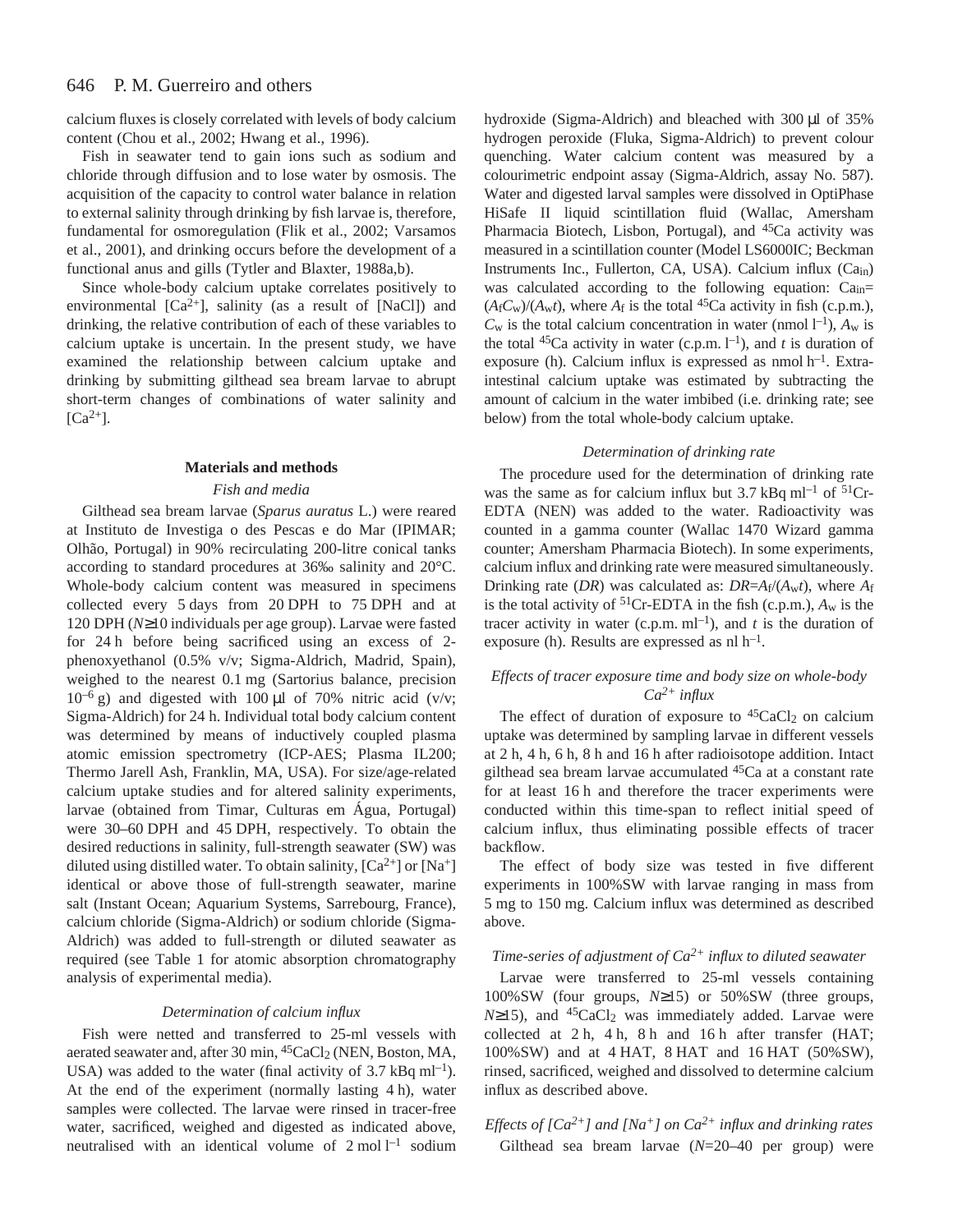calcium fluxes is closely correlated with levels of body calcium content (Chou et al., 2002; Hwang et al., 1996).

Fish in seawater tend to gain ions such as sodium and chloride through diffusion and to lose water by osmosis. The acquisition of the capacity to control water balance in relation to external salinity through drinking by fish larvae is, therefore, fundamental for osmoregulation (Flik et al., 2002; Varsamos et al., 2001), and drinking occurs before the development of a functional anus and gills (Tytler and Blaxter, 1988a,b).

Since whole-body calcium uptake correlates positively to environmental [$Ca^{2+}$], salinity (as a result of [NaCl]) and drinking, the relative contribution of each of these variables to calcium uptake is uncertain. In the present study, we have examined the relationship between calcium uptake and drinking by submitting gilthead sea bream larvae to abrupt short-term changes of combinations of water salinity and [$Ca^{2+}$].

## Materials and methods

### *Fish and media*

Gilthead sea bream larvae (*Sparus auratus* L.) were reared at Instituto de Investiga o des Pescas e do Mar (IPIMAR; Olhão, Portugal) in 90% recirculating 200-litre conical tanks according to standard procedures at 36‰ salinity and 20°C. Whole-body calcium content was measured in specimens collected every 5 days from 20 DPH to 75 DPH and at 120 DPH ($N\geq10$ individuals per age group). Larvae were fasted for 24 h before being sacrificed using an excess of 2-phenoxyethanol (0.5% v/v; Sigma-Aldrich, Madrid, Spain), weighed to the nearest 0.1 mg (Sartorius balance, precision $10^{-6}$ g) and digested with 100 μl of 70% nitric acid (v/v; Sigma-Aldrich) for 24 h. Individual total body calcium content was determined by means of inductively coupled plasma atomic emission spectrometry (ICP-AES; Plasma IL200; Thermo Jarell Ash, Franklin, MA, USA). For size/age-related calcium uptake studies and for altered salinity experiments, larvae (obtained from Timar, Culturas em Água, Portugal) were 30–60 DPH and 45 DPH, respectively. To obtain the desired reductions in salinity, full-strength seawater (SW) was diluted using distilled water. To obtain salinity, [$Ca^{2+}$] or [$Na^{+}$] identical or above those of full-strength seawater, marine salt (Instant Ocean; Aquarium Systems, Sarrebourg, France), calcium chloride (Sigma-Aldrich) or sodium chloride (Sigma-Aldrich) was added to full-strength or diluted seawater as required (see Table 1 for atomic absorption chromatography analysis of experimental media).

### *Determination of calcium influx*

Fish were netted and transferred to 25-ml vessels with aerated seawater and, after 30 min, $^{45}CaCl_2$ (NEN, Boston, MA, USA) was added to the water (final activity of 3.7 kBq $ml^{-1}$). At the end of the experiment (normally lasting 4 h), water samples were collected. The larvae were rinsed in tracer-free water, sacrificed, weighed and digested as indicated above, neutralised with an identical volume of 2 mol $l^{-1}$ sodium hydroxide (Sigma-Aldrich) and bleached with 300 μl of 35% hydrogen peroxide (Fluka, Sigma-Aldrich) to prevent colour quenching. Water calcium content was measured by a colourimetric endpoint assay (Sigma-Aldrich, assay No. 587). Water and digested larval samples were dissolved in OptiPhase HiSafe II liquid scintillation fluid (Wallac, Amersham Pharmacia Biotech, Lisbon, Portugal), and $^{45}Ca$ activity was measured in a scintillation counter (Model LS6000IC; Beckman Instruments Inc., Fullerton, CA, USA). Calcium influx ($Ca_{in}$) was calculated according to the following equation: $Ca_{in}=(A_fC_w)/(A_wt)$, where $A_f$ is the total $^{45}Ca$ activity in fish (c.p.m.), $C_w$ is the total calcium concentration in water (nmol $l^{-1}$), $A_w$ is the total $^{45}Ca$ activity in water (c.p.m. $l^{-1}$), and $t$ is duration of exposure (h). Calcium influx is expressed as nmol $h^{-1}$. Extra-intestinal calcium uptake was estimated by subtracting the amount of calcium in the water imbibed (i.e. drinking rate; see below) from the total whole-body calcium uptake.

### *Determination of drinking rate*

The procedure used for the determination of drinking rate was the same as for calcium influx but 3.7 kBq $ml^{-1}$ of $^{51}$Cr-EDTA (NEN) was added to the water. Radioactivity was counted in a gamma counter (Wallac 1470 Wizard gamma counter; Amersham Pharmacia Biotech). In some experiments, calcium influx and drinking rate were measured simultaneously. Drinking rate ($DR$) was calculated as: $DR=A_f/(A_wt)$, where $A_f$ is the total activity of $^{51}$Cr-EDTA in the fish (c.p.m.), $A_w$ is the tracer activity in water (c.p.m. $ml^{-1}$), and $t$ is the duration of exposure (h). Results are expressed as nl $h^{-1}$.

### *Effects of tracer exposure time and body size on whole-body $Ca^{2+}$ influx*

The effect of duration of exposure to $^{45}CaCl_2$ on calcium uptake was determined by sampling larvae in different vessels at 2 h, 4 h, 6 h, 8 h and 16 h after radioisotope addition. Intact gilthead sea bream larvae accumulated $^{45}Ca$ at a constant rate for at least 16 h and therefore the tracer experiments were conducted within this time-span to reflect initial speed of calcium influx, thus eliminating possible effects of tracer backflow.

The effect of body size was tested in five different experiments in 100%SW with larvae ranging in mass from 5 mg to 150 mg. Calcium influx was determined as described above.

### *Time-series of adjustment of $Ca^{2+}$ influx to diluted seawater*

Larvae were transferred to 25-ml vessels containing 100%SW (four groups, $N\geq15$) or 50%SW (three groups, $N\geq15$), and $^{45}CaCl_2$ was immediately added. Larvae were collected at 2 h, 4 h, 8 h and 16 h after transfer (HAT; 100%SW) and at 4 HAT, 8 HAT and 16 HAT (50%SW), rinsed, sacrificed, weighed and dissolved to determine calcium influx as described above.

### *Effects of [$Ca^{2+}$] and [$Na^{+}$] on $Ca^{2+}$ influx and drinking rates*

Gilthead sea bream larvae ($N$=20–40 per group) were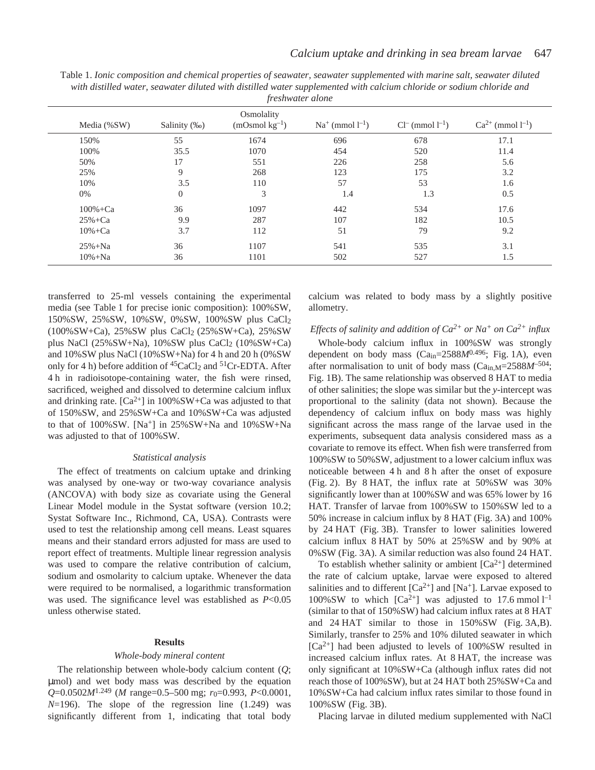Table 1. *Ionic composition and chemical properties of seawater, seawater supplemented with marine salt, seawater diluted with distilled water, seawater diluted with distilled water supplemented with calcium chloride or sodium chloride and freshwater alone*

| Media (%SW) | Salinity (‰) | Osmolality (mOsmol $kg^{-1}$) | $Na^+$ (mmol $l^{-1}$) | $Cl^-$ (mmol $l^{-1}$) | $Ca^{2+}$ (mmol $l^{-1}$) |
|---|---|---|---|---|---|
| 150% | 55 | 1674 | 696 | 678 | 17.1 |
| 100% | 35.5 | 1070 | 454 | 520 | 11.4 |
| 50% | 17 | 551 | 226 | 258 | 5.6 |
| 25% | 9 | 268 | 123 | 175 | 3.2 |
| 10% | 3.5 | 110 | 57 | 53 | 1.6 |
| 0% | 0 | 3 | 1.4 | 1.3 | 0.5 |
| 100%+Ca | 36 | 1097 | 442 | 534 | 17.6 |
| 25%+Ca | 9.9 | 287 | 107 | 182 | 10.5 |
| 10%+Ca | 3.7 | 112 | 51 | 79 | 9.2 |
| 25%+Na | 36 | 1107 | 541 | 535 | 3.1 |
| 10%+Na | 36 | 1101 | 502 | 527 | 1.5 |

transferred to 25-ml vessels containing the experimental media (see Table 1 for precise ionic composition): 100%SW, 150%SW, 25%SW, 10%SW, 0%SW, 100%SW plus $CaCl_2$ (100%SW+Ca), 25%SW plus $CaCl_2$ (25%SW+Ca), 25%SW plus NaCl (25%SW+Na), 10%SW plus $CaCl_2$ (10%SW+Ca) and 10%SW plus NaCl (10%SW+Na) for 4 h and 20 h (0%SW only for 4 h) before addition of $^{45}CaCl_2$ and $^{51}$Cr-EDTA. After 4 h in radioisotope-containing water, the fish were rinsed, sacrificed, weighed and dissolved to determine calcium influx and drinking rate. [$Ca^{2+}$] in 100%SW+Ca was adjusted to that of 150%SW, and 25%SW+Ca and 10%SW+Ca was adjusted to that of 100%SW. [$Na^+$] in 25%SW+Na and 10%SW+Na was adjusted to that of 100%SW.

### Statistical analysis

The effect of treatments on calcium uptake and drinking was analysed by one-way or two-way covariance analysis (ANCOVA) with body size as covariate using the General Linear Model module in the Systat software (version 10.2; Systat Software Inc., Richmond, CA, USA). Contrasts were used to test the relationship among cell means. Least squares means and their standard errors adjusted for mass are used to report effect of treatments. Multiple linear regression analysis was used to compare the relative contribution of calcium, sodium and osmolarity to calcium uptake. Whenever the data were required to be normalised, a logarithmic transformation was used. The significance level was established as $P<0.05$ unless otherwise stated.

## Results

### Whole-body mineral content

The relationship between whole-body calcium content ($Q$; μmol) and wet body mass was described by the equation $Q=0.0502M^{1.249}$ ($M$ range=0.5–500 mg; $r_0=0.993$, $P<0.0001$, $N=196$). The slope of the regression line (1.249) was significantly different from 1, indicating that total body calcium was related to body mass by a slightly positive allometry.

### *Effects of salinity and addition of $Ca^{2+}$ or $Na^+$ on $Ca^{2+}$ influx*

Whole-body calcium influx in 100%SW was strongly dependent on body mass ($Ca_{in}=2588M^{0.496}$; Fig. 1A), even after normalisation to unit of body mass ($Ca_{in,M}=2588M^{-504}$; Fig. 1B). The same relationship was observed 8 HAT to media of other salinities; the slope was similar but the $y$-intercept was proportional to the salinity (data not shown). Because the dependency of calcium influx on body mass was highly significant across the mass range of the larvae used in the experiments, subsequent data analysis considered mass as a covariate to remove its effect. When fish were transferred from 100%SW to 50%SW, adjustment to a lower calcium influx was noticeable between 4 h and 8 h after the onset of exposure (Fig. 2). By 8 HAT, the influx rate at 50%SW was 30% significantly lower than at 100%SW and was 65% lower by 16 HAT. Transfer of larvae from 100%SW to 150%SW led to a 50% increase in calcium influx by 8 HAT (Fig. 3A) and 100% by 24 HAT (Fig. 3B). Transfer to lower salinities lowered calcium influx 8 HAT by 50% at 25%SW and by 90% at 0%SW (Fig. 3A). A similar reduction was also found 24 HAT.

To establish whether salinity or ambient [$Ca^{2+}$] determined the rate of calcium uptake, larvae were exposed to altered salinities and to different [$Ca^{2+}$] and [$Na^+$]. Larvae exposed to 100%SW to which [$Ca^{2+}$] was adjusted to 17.6 mmol $l^{-1}$ (similar to that of 150%SW) had calcium influx rates at 8 HAT and 24 HAT similar to those in 150%SW (Fig. 3A,B). Similarly, transfer to 25% and 10% diluted seawater in which [$Ca^{2+}$] had been adjusted to levels of 100%SW resulted in increased calcium influx rates. At 8 HAT, the increase was only significant at 10%SW+Ca (although influx rates did not reach those of 100%SW), but at 24 HAT both 25%SW+Ca and 10%SW+Ca had calcium influx rates similar to those found in 100%SW (Fig. 3B).

Placing larvae in diluted medium supplemented with NaCl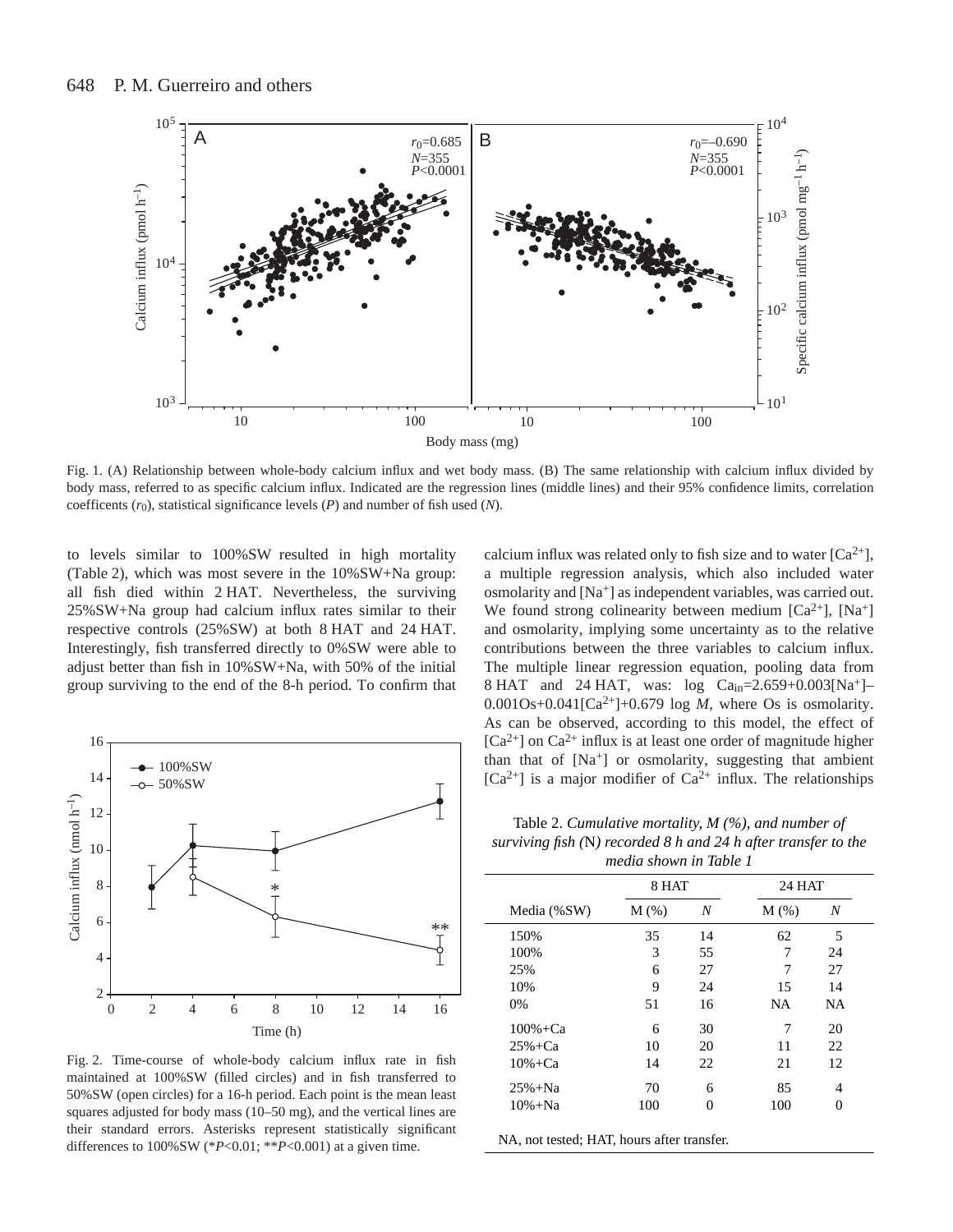A

$r_0$=0.685
$N$=355
$P$<0.0001

B

$r_0$=–0.690
$N$=355
$P$<0.0001

Calcium influx (pmol $h^{-1}$)

Specific calcium influx (pmol $mg^{-1}$ $h^{-1}$)

Body mass (mg)

Fig. 1. (A) Relationship between whole-body calcium influx and wet body mass. (B) The same relationship with calcium influx divided by body mass, referred to as specific calcium influx. Indicated are the regression lines (middle lines) and their 95% confidence limits, correlation coefficents ($r_0$), statistical significance levels ($P$) and number of fish used ($N$).

to levels similar to 100%SW resulted in high mortality (Table 2), which was most severe in the 10%SW+Na group: all fish died within 2 HAT. Nevertheless, the surviving 25%SW+Na group had calcium influx rates similar to their respective controls (25%SW) at both 8 HAT and 24 HAT. Interestingly, fish transferred directly to 0%SW were able to adjust better than fish in 10%SW+Na, with 50% of the initial group surviving to the end of the 8-h period. To confirm that calcium influx was related only to fish size and to water [$Ca^{2+}$], a multiple regression analysis, which also included water osmolarity and [$Na^{+}$] as independent variables, was carried out. We found strong colinearity between medium [$Ca^{2+}$], [$Na^{+}$] and osmolarity, implying some uncertainty as to the relative contributions between the three variables to calcium influx. The multiple linear regression equation, pooling data from 8 HAT and 24 HAT, was: $\log \mathrm{Ca_{in}}=2.659+0.003[\mathrm{Na^+}]-0.001\mathrm{Os}+0.041[\mathrm{Ca^{2+}}]+0.679 \log M$, where Os is osmolarity. As can be observed, according to this model, the effect of [$Ca^{2+}$] on $Ca^{2+}$ influx is at least one order of magnitude higher than that of [$Na^{+}$] or osmolarity, suggesting that ambient [$Ca^{2+}$] is a major modifier of $Ca^{2+}$ influx. The relationships

100%SW
50%SW

Calcium influx (nmol $h^{-1}$)

Time (h)

Fig. 2. Time-course of whole-body calcium influx rate in fish maintained at 100%SW (filled circles) and in fish transferred to 50%SW (open circles) for a 16-h period. Each point is the mean least squares adjusted for body mass (10–50 mg), and the vertical lines are their standard errors. Asterisks represent statistically significant differences to 100%SW (*$P$<0.01; **$P$<0.001) at a given time.

Table 2. *Cumulative mortality, M (%), and number of surviving fish (*N*) recorded 8 h and 24 h after transfer to the media shown in Table 1*

| | 8 HAT | | 24 HAT | |
|---|---|---|---|---|
| Media (%SW) | M (%) | *N* | M (%) | *N* |
| 150% | 35 | 14 | 62 | 5 |
| 100% | 3 | 55 | 7 | 24 |
| 25% | 6 | 27 | 7 | 27 |
| 10% | 9 | 24 | 15 | 14 |
| 0% | 51 | 16 | NA | NA |
| 100%+Ca | 6 | 30 | 7 | 20 |
| 25%+Ca | 10 | 20 | 11 | 22 |
| 10%+Ca | 14 | 22 | 21 | 12 |
| 25%+Na | 70 | 6 | 85 | 4 |
| 10%+Na | 100 | 0 | 100 | 0 |

NA, not tested; HAT, hours after transfer.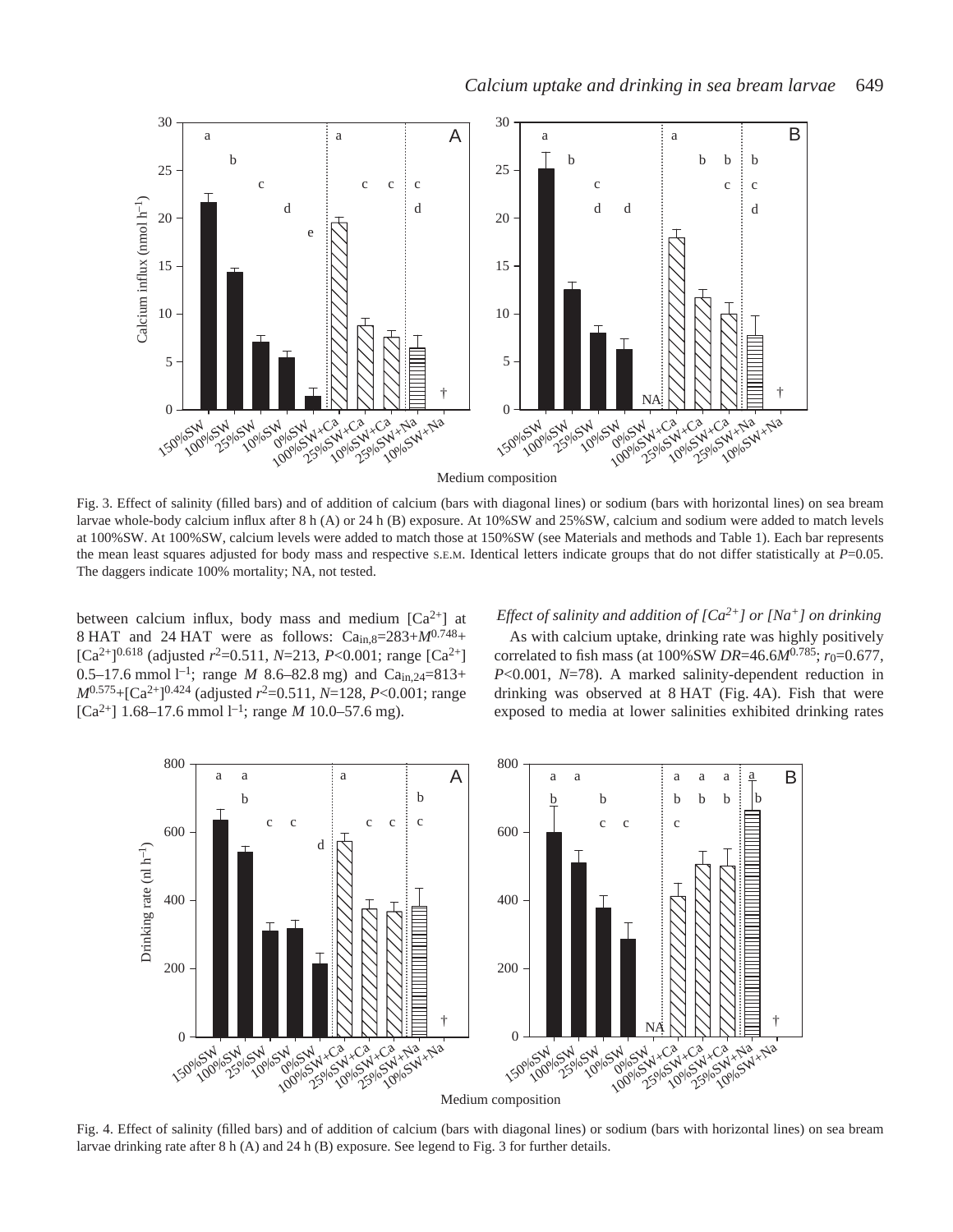30
25
20
15
10
5
0

Calcium influx (nmol h$^{-1}$)

A

a b c d e a c c c d †

150%SW 100%SW 25%SW 10%SW 0%SW 100%SW+Ca 25%SW+Ca 10%SW+Ca 25%SW+Na 10%SW+Na

B

a b c d d a b b c b c d NA †

150%SW 100%SW 25%SW 10%SW 0%SW 100%SW+Ca 25%SW+Ca 10%SW+Ca 25%SW+Na 10%SW+Na

Medium composition

Fig. 3. Effect of salinity (filled bars) and of addition of calcium (bars with diagonal lines) or sodium (bars with horizontal lines) on sea bream larvae whole-body calcium influx after 8 h (A) or 24 h (B) exposure. At 10%SW and 25%SW, calcium and sodium were added to match levels at 100%SW. At 100%SW, calcium levels were added to match those at 150%SW (see Materials and methods and Table 1). Each bar represents the mean least squares adjusted for body mass and respective S.E.M. Identical letters indicate groups that do not differ statistically at $P$=0.05. The daggers indicate 100% mortality; NA, not tested.

between calcium influx, body mass and medium $[Ca^{2+}]$ at 8 HAT and 24 HAT were as follows: $Ca_{in,8}$=283+$M^{0.748}$+$[Ca^{2+}]^{0.618}$ (adjusted $r^2$=0.511, $N$=213, $P$<0.001; range $[Ca^{2+}]$ 0.5–17.6 mmol l$^{-1}$; range $M$ 8.6–82.8 mg) and $Ca_{in,24}$=813+$M^{0.575}$+$[Ca^{2+}]^{0.424}$ (adjusted $r^2$=0.511, $N$=128, $P$<0.001; range $[Ca^{2+}]$ 1.68–17.6 mmol l$^{-1}$; range $M$ 10.0–57.6 mg).

### *Effect of salinity and addition of $[Ca^{2+}]$ or $[Na^{+}]$ on drinking*

As with calcium uptake, drinking rate was highly positively correlated to fish mass (at 100%SW $DR$=46.6$M^{0.785}$; $r_0$=0.677, $P$<0.001, $N$=78). A marked salinity-dependent reduction in drinking was observed at 8 HAT (Fig. 4A). Fish that were exposed to media at lower salinities exhibited drinking rates

800
600
400
200
0

Drinking rate (nl h$^{-1}$)

A

a a b c c d a c c b c †

150%SW 100%SW 25%SW 10%SW 0%SW 100%SW+Ca 25%SW+Ca 10%SW+Ca 25%SW+Na 10%SW+Na

B

a b a b c c a b c a b a b a b NA †

150%SW 100%SW 25%SW 10%SW 0%SW 100%SW+Ca 25%SW+Ca 10%SW+Ca 25%SW+Na 10%SW+Na

Medium composition

Fig. 4. Effect of salinity (filled bars) and of addition of calcium (bars with diagonal lines) or sodium (bars with horizontal lines) on sea bream larvae drinking rate after 8 h (A) and 24 h (B) exposure. See legend to Fig. 3 for further details.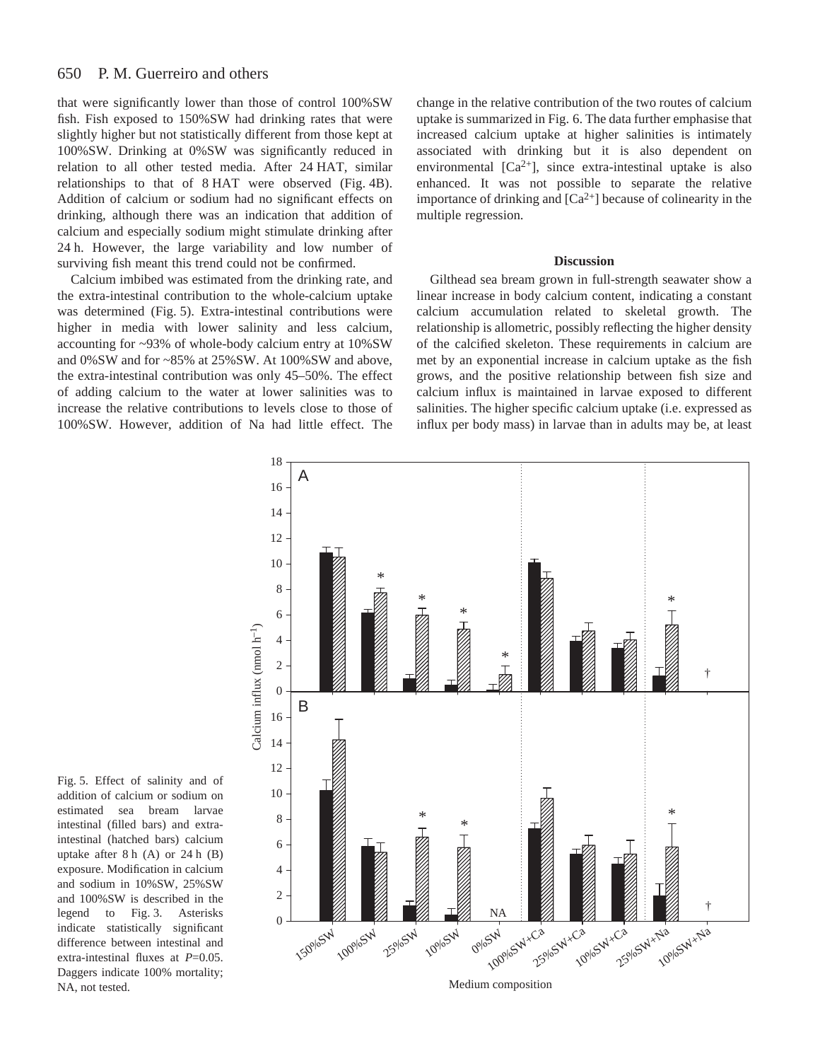that were significantly lower than those of control 100%SW fish. Fish exposed to 150%SW had drinking rates that were slightly higher but not statistically different from those kept at 100%SW. Drinking at 0%SW was significantly reduced in relation to all other tested media. After 24 HAT, similar relationships to that of 8 HAT were observed (Fig. 4B). Addition of calcium or sodium had no significant effects on drinking, although there was an indication that addition of calcium and especially sodium might stimulate drinking after 24 h. However, the large variability and low number of surviving fish meant this trend could not be confirmed.

Calcium imbibed was estimated from the drinking rate, and the extra-intestinal contribution to the whole-calcium uptake was determined (Fig. 5). Extra-intestinal contributions were higher in media with lower salinity and less calcium, accounting for ~93% of whole-body calcium entry at 10%SW and 0%SW and for ~85% at 25%SW. At 100%SW and above, the extra-intestinal contribution was only 45–50%. The effect of adding calcium to the water at lower salinities was to increase the relative contributions to levels close to those of 100%SW. However, addition of Na had little effect. The change in the relative contribution of the two routes of calcium uptake is summarized in Fig. 6. The data further emphasise that increased calcium uptake at higher salinities is intimately associated with drinking but it is also dependent on environmental [$Ca^{2+}$], since extra-intestinal uptake is also enhanced. It was not possible to separate the relative importance of drinking and [$Ca^{2+}$] because of colinearity in the multiple regression.

## Discussion

Gilthead sea bream grown in full-strength seawater show a linear increase in body calcium content, indicating a constant calcium accumulation related to skeletal growth. The relationship is allometric, possibly reflecting the higher density of the calcified skeleton. These requirements in calcium are met by an exponential increase in calcium uptake as the fish grows, and the positive relationship between fish size and calcium influx is maintained in larvae exposed to different salinities. The higher specific calcium uptake (i.e. expressed as influx per body mass) in larvae than in adults may be, at least

A

B

Calcium influx (nmol h$^{-1}$)

150%SW 100%SW 25%SW 10%SW 0%SW 100%SW+Ca 25%SW+Ca 10%SW+Ca 25%SW+Na 10%SW+Na

NA

†

Medium composition

Fig. 5. Effect of salinity and of addition of calcium or sodium on estimated sea bream larvae intestinal (filled bars) and extra-intestinal (hatched bars) calcium uptake after 8 h (A) or 24 h (B) exposure. Modification in calcium and sodium in 10%SW, 25%SW and 100%SW is described in the legend to Fig. 3. Asterisks indicate statistically significant difference between intestinal and extra-intestinal fluxes at $P$=0.05. Daggers indicate 100% mortality; NA, not tested.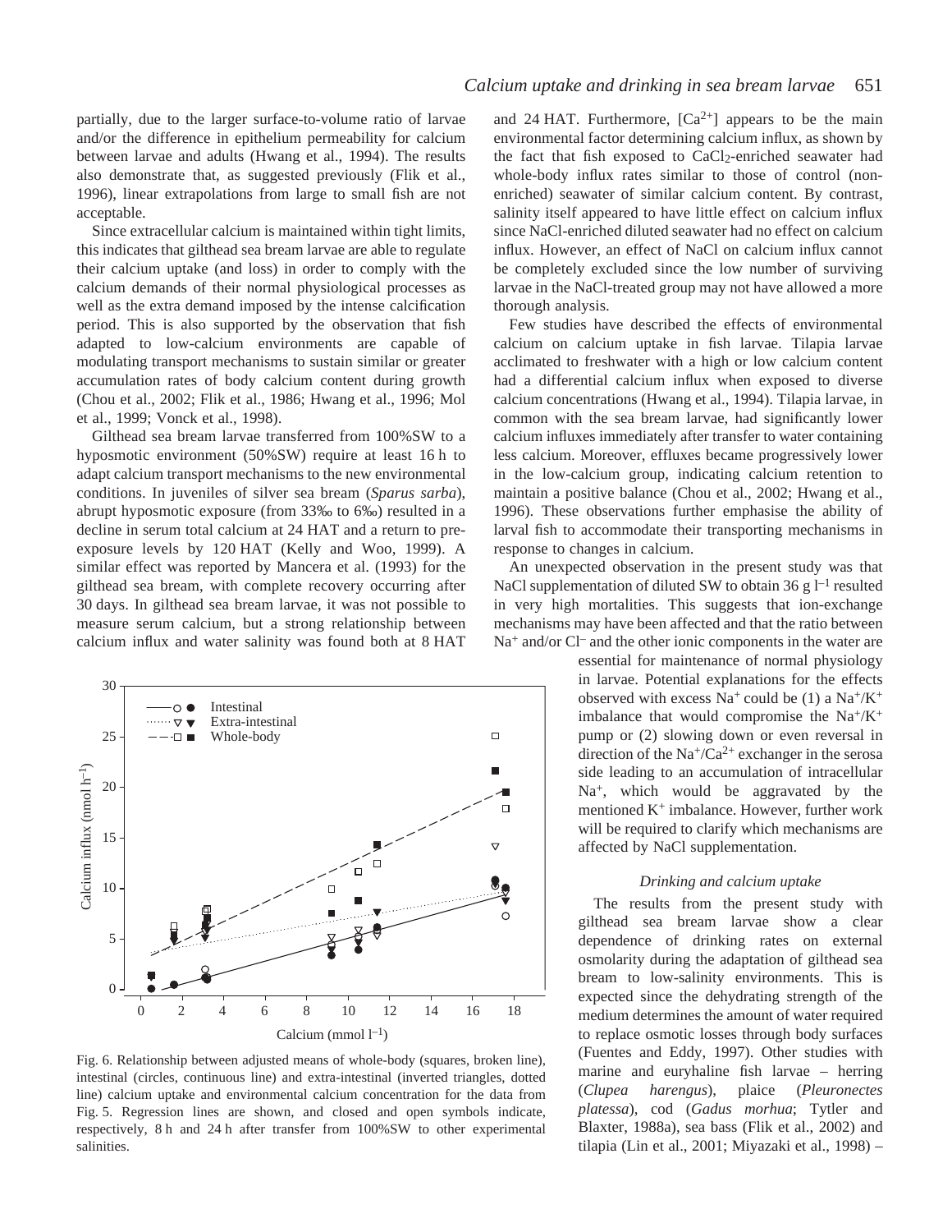partially, due to the larger surface-to-volume ratio of larvae and/or the difference in epithelium permeability for calcium between larvae and adults (Hwang et al., 1994). The results also demonstrate that, as suggested previously (Flik et al., 1996), linear extrapolations from large to small fish are not acceptable.

Since extracellular calcium is maintained within tight limits, this indicates that gilthead sea bream larvae are able to regulate their calcium uptake (and loss) in order to comply with the calcium demands of their normal physiological processes as well as the extra demand imposed by the intense calcification period. This is also supported by the observation that fish adapted to low-calcium environments are capable of modulating transport mechanisms to sustain similar or greater accumulation rates of body calcium content during growth (Chou et al., 2002; Flik et al., 1986; Hwang et al., 1996; Mol et al., 1999; Vonck et al., 1998).

Gilthead sea bream larvae transferred from 100%SW to a hyposmotic environment (50%SW) require at least 16 h to adapt calcium transport mechanisms to the new environmental conditions. In juveniles of silver sea bream (*Sparus sarba*), abrupt hyposmotic exposure (from 33‰ to 6‰) resulted in a decline in serum total calcium at 24 HAT and a return to pre-exposure levels by 120 HAT (Kelly and Woo, 1999). A similar effect was reported by Mancera et al. (1993) for the gilthead sea bream, with complete recovery occurring after 30 days. In gilthead sea bream larvae, it was not possible to measure serum calcium, but a strong relationship between calcium influx and water salinity was found both at 8 HAT and 24 HAT. Furthermore, $[Ca^{2+}]$ appears to be the main environmental factor determining calcium influx, as shown by the fact that fish exposed to $CaCl_2$-enriched seawater had whole-body influx rates similar to those of control (non-enriched) seawater of similar calcium content. By contrast, salinity itself appeared to have little effect on calcium influx since NaCl-enriched diluted seawater had no effect on calcium influx. However, an effect of NaCl on calcium influx cannot be completely excluded since the low number of surviving larvae in the NaCl-treated group may not have allowed a more thorough analysis.

Few studies have described the effects of environmental calcium on calcium uptake in fish larvae. Tilapia larvae acclimated to freshwater with a high or low calcium content had a differential calcium influx when exposed to diverse calcium concentrations (Hwang et al., 1994). Tilapia larvae, in common with the sea bream larvae, had significantly lower calcium influxes immediately after transfer to water containing less calcium. Moreover, effluxes became progressively lower in the low-calcium group, indicating calcium retention to maintain a positive balance (Chou et al., 2002; Hwang et al., 1996). These observations further emphasise the ability of larval fish to accommodate their transporting mechanisms in response to changes in calcium.

An unexpected observation in the present study was that NaCl supplementation of diluted SW to obtain 36 g $l^{-1}$ resulted in very high mortalities. This suggests that ion-exchange mechanisms may have been affected and that the ratio between $Na^+$ and/or $Cl^-$ and the other ionic components in the water are essential for maintenance of normal physiology in larvae. Potential explanations for the effects observed with excess $Na^+$ could be (1) a $Na^+/K^+$ imbalance that would compromise the $Na^+/K^+$ pump or (2) slowing down or even reversal in direction of the $Na^+/Ca^{2+}$ exchanger in the serosa side leading to an accumulation of intracellular $Na^+$, which would be aggravated by the mentioned $K^+$ imbalance. However, further work will be required to clarify which mechanisms are affected by NaCl supplementation.

Intestinal
Extra-intestinal
Whole-body
Calcium influx (nmol h$^{-1}$)
Calcium (mmol l$^{-1}$)
0 2 4 6 8 10 12 14 16 18
0 5 10 15 20 25 30

Fig. 6. Relationship between adjusted means of whole-body (squares, broken line), intestinal (circles, continuous line) and extra-intestinal (inverted triangles, dotted line) calcium uptake and environmental calcium concentration for the data from Fig. 5. Regression lines are shown, and closed and open symbols indicate, respectively, 8 h and 24 h after transfer from 100%SW to other experimental salinities.

### *Drinking and calcium uptake*

The results from the present study with gilthead sea bream larvae show a clear dependence of drinking rates on external osmolarity during the adaptation of gilthead sea bream to low-salinity environments. This is expected since the dehydrating strength of the medium determines the amount of water required to replace osmotic losses through body surfaces (Fuentes and Eddy, 1997). Other studies with marine and euryhaline fish larvae – herring (*Clupea harengus*), plaice (*Pleuronectes platessa*), cod (*Gadus morhua*; Tytler and Blaxter, 1988a), sea bass (Flik et al., 2002) and tilapia (Lin et al., 2001; Miyazaki et al., 1998) –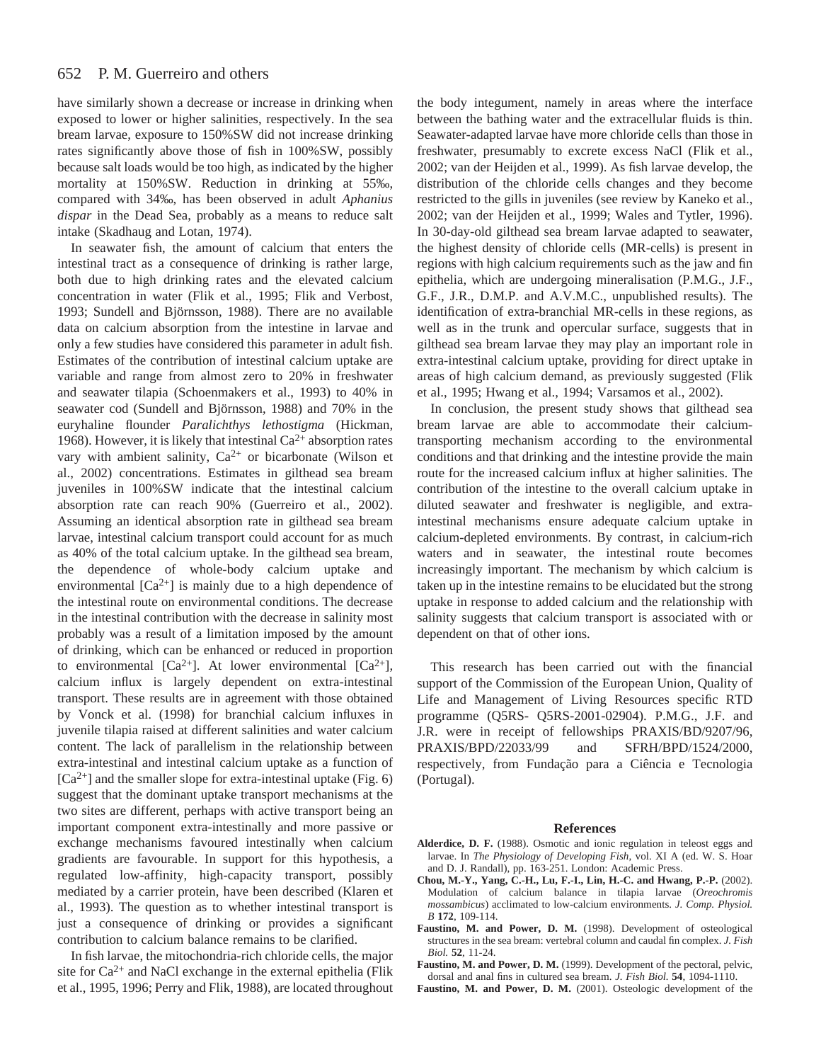have similarly shown a decrease or increase in drinking when exposed to lower or higher salinities, respectively. In the sea bream larvae, exposure to 150%SW did not increase drinking rates significantly above those of fish in 100%SW, possibly because salt loads would be too high, as indicated by the higher mortality at 150%SW. Reduction in drinking at 55‰, compared with 34‰, has been observed in adult *Aphanius dispar* in the Dead Sea, probably as a means to reduce salt intake (Skadhaug and Lotan, 1974).

In seawater fish, the amount of calcium that enters the intestinal tract as a consequence of drinking is rather large, both due to high drinking rates and the elevated calcium concentration in water (Flik et al., 1995; Flik and Verbost, 1993; Sundell and Björnsson, 1988). There are no available data on calcium absorption from the intestine in larvae and only a few studies have considered this parameter in adult fish. Estimates of the contribution of intestinal calcium uptake are variable and range from almost zero to 20% in freshwater and seawater tilapia (Schoenmakers et al., 1993) to 40% in seawater cod (Sundell and Björnsson, 1988) and 70% in the euryhaline flounder *Paralichthys lethostigma* (Hickman, 1968). However, it is likely that intestinal $Ca^{2+}$ absorption rates vary with ambient salinity, $Ca^{2+}$ or bicarbonate (Wilson et al., 2002) concentrations. Estimates in gilthead sea bream juveniles in 100%SW indicate that the intestinal calcium absorption rate can reach 90% (Guerreiro et al., 2002). Assuming an identical absorption rate in gilthead sea bream larvae, intestinal calcium transport could account for as much as 40% of the total calcium uptake. In the gilthead sea bream, the dependence of whole-body calcium uptake and environmental $[Ca^{2+}]$ is mainly due to a high dependence of the intestinal route on environmental conditions. The decrease in the intestinal contribution with the decrease in salinity most probably was a result of a limitation imposed by the amount of drinking, which can be enhanced or reduced in proportion to environmental $[Ca^{2+}]$. At lower environmental $[Ca^{2+}]$, calcium influx is largely dependent on extra-intestinal transport. These results are in agreement with those obtained by Vonck et al. (1998) for branchial calcium influxes in juvenile tilapia raised at different salinities and water calcium content. The lack of parallelism in the relationship between extra-intestinal and intestinal calcium uptake as a function of $[Ca^{2+}]$ and the smaller slope for extra-intestinal uptake (Fig. 6) suggest that the dominant uptake transport mechanisms at the two sites are different, perhaps with active transport being an important component extra-intestinally and more passive or exchange mechanisms favoured intestinally when calcium gradients are favourable. In support for this hypothesis, a regulated low-affinity, high-capacity transport, possibly mediated by a carrier protein, have been described (Klaren et al., 1993). The question as to whether intestinal transport is just a consequence of drinking or provides a significant contribution to calcium balance remains to be clarified.

In fish larvae, the mitochondria-rich chloride cells, the major site for $Ca^{2+}$ and NaCl exchange in the external epithelia (Flik et al., 1995, 1996; Perry and Flik, 1988), are located throughout the body integument, namely in areas where the interface between the bathing water and the extracellular fluids is thin. Seawater-adapted larvae have more chloride cells than those in freshwater, presumably to excrete excess NaCl (Flik et al., 2002; van der Heijden et al., 1999). As fish larvae develop, the distribution of the chloride cells changes and they become restricted to the gills in juveniles (see review by Kaneko et al., 2002; van der Heijden et al., 1999; Wales and Tytler, 1996). In 30-day-old gilthead sea bream larvae adapted to seawater, the highest density of chloride cells (MR-cells) is present in regions with high calcium requirements such as the jaw and fin epithelia, which are undergoing mineralisation (P.M.G., J.F., G.F., J.R., D.M.P. and A.V.M.C., unpublished results). The identification of extra-branchial MR-cells in these regions, as well as in the trunk and opercular surface, suggests that in gilthead sea bream larvae they may play an important role in extra-intestinal calcium uptake, providing for direct uptake in areas of high calcium demand, as previously suggested (Flik et al., 1995; Hwang et al., 1994; Varsamos et al., 2002).

In conclusion, the present study shows that gilthead sea bream larvae are able to accommodate their calcium-transporting mechanism according to the environmental conditions and that drinking and the intestine provide the main route for the increased calcium influx at higher salinities. The contribution of the intestine to the overall calcium uptake in diluted seawater and freshwater is negligible, and extra-intestinal mechanisms ensure adequate calcium uptake in calcium-depleted environments. By contrast, in calcium-rich waters and in seawater, the intestinal route becomes increasingly important. The mechanism by which calcium is taken up in the intestine remains to be elucidated but the strong uptake in response to added calcium and the relationship with salinity suggests that calcium transport is associated with or dependent on that of other ions.

This research has been carried out with the financial support of the Commission of the European Union, Quality of Life and Management of Living Resources specific RTD programme (Q5RS- Q5RS-2001-02904). P.M.G., J.F. and J.R. were in receipt of fellowships PRAXIS/BD/9207/96, PRAXIS/BPD/22033/99 and SFRH/BPD/1524/2000, respectively, from Fundação para a Ciência e Tecnologia (Portugal).

## References

**Alderdice, D. F.** (1988). Osmotic and ionic regulation in teleost eggs and larvae. In *The Physiology of Developing Fish*, vol. XI A (ed. W. S. Hoar and D. J. Randall), pp. 163-251. London: Academic Press.

**Chou, M.-Y., Yang, C.-H., Lu, F.-I., Lin, H.-C. and Hwang, P.-P.** (2002). Modulation of calcium balance in tilapia larvae (*Oreochromis mossambicus*) acclimated to low-calcium environments. *J. Comp. Physiol. B* **172**, 109-114.

**Faustino, M. and Power, D. M.** (1998). Development of osteological structures in the sea bream: vertebral column and caudal fin complex. *J. Fish Biol.* **52**, 11-24.

**Faustino, M. and Power, D. M.** (1999). Development of the pectoral, pelvic, dorsal and anal fins in cultured sea bream. *J. Fish Biol.* **54**, 1094-1110.

**Faustino, M. and Power, D. M.** (2001). Osteologic development of the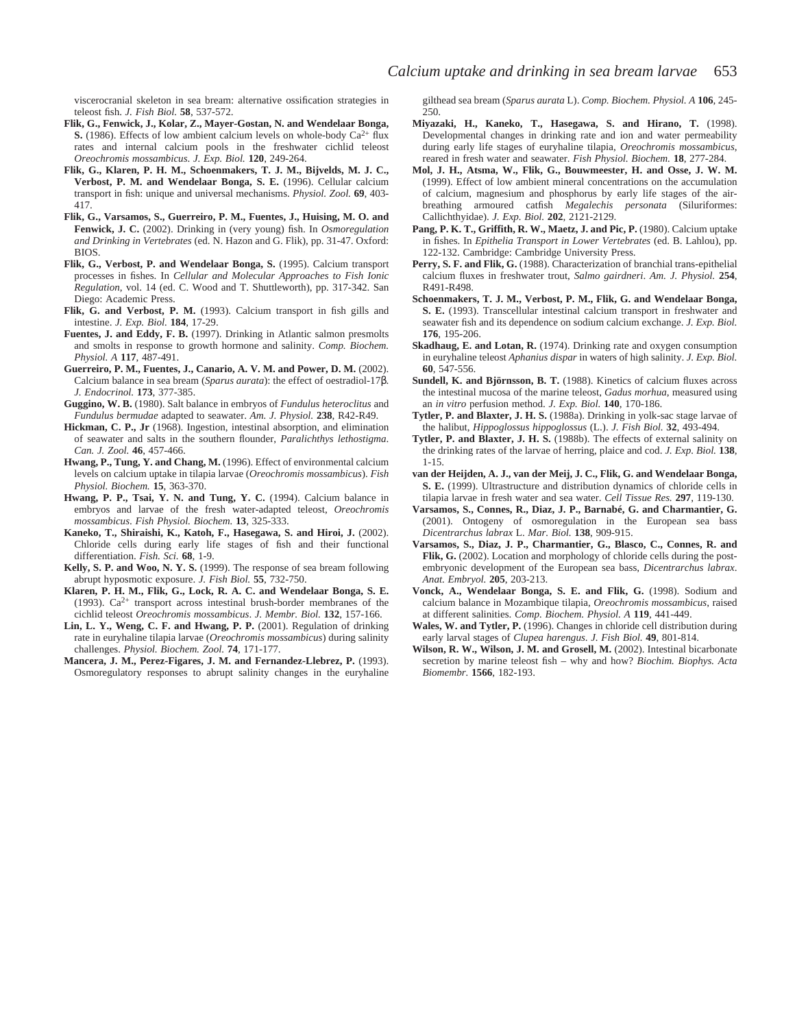viscerocranial skeleton in sea bream: alternative ossification strategies in teleost fish. *J. Fish Biol.* **58**, 537-572.

**Flik, G., Fenwick, J., Kolar, Z., Mayer-Gostan, N. and Wendelaar Bonga, S.** (1986). Effects of low ambient calcium levels on whole-body $Ca^{2+}$ flux rates and internal calcium pools in the freshwater cichlid teleost *Oreochromis mossambicus*. *J. Exp. Biol.* **120**, 249-264.

**Flik, G., Klaren, P. H. M., Schoenmakers, T. J. M., Bijvelds, M. J. C., Verbost, P. M. and Wendelaar Bonga, S. E.** (1996). Cellular calcium transport in fish: unique and universal mechanisms. *Physiol. Zool.* **69**, 403-417.

**Flik, G., Varsamos, S., Guerreiro, P. M., Fuentes, J., Huising, M. O. and Fenwick, J. C.** (2002). Drinking in (very young) fish. In *Osmoregulation and Drinking in Vertebrates* (ed. N. Hazon and G. Flik), pp. 31-47. Oxford: BIOS.

**Flik, G., Verbost, P. and Wendelaar Bonga, S.** (1995). Calcium transport processes in fishes. In *Cellular and Molecular Approaches to Fish Ionic Regulation*, vol. 14 (ed. C. Wood and T. Shuttleworth), pp. 317-342. San Diego: Academic Press.

**Flik, G. and Verbost, P. M.** (1993). Calcium transport in fish gills and intestine. *J. Exp. Biol.* **184**, 17-29.

**Fuentes, J. and Eddy, F. B.** (1997). Drinking in Atlantic salmon presmolts and smolts in response to growth hormone and salinity. *Comp. Biochem. Physiol. A* **117**, 487-491.

**Guerreiro, P. M., Fuentes, J., Canario, A. V. M. and Power, D. M.** (2002). Calcium balance in sea bream (*Sparus aurata*): the effect of oestradiol-17β. *J. Endocrinol.* **173**, 377-385.

**Guggino, W. B.** (1980). Salt balance in embryos of *Fundulus heteroclitus* and *Fundulus bermudae* adapted to seawater. *Am. J. Physiol.* **238**, R42-R49.

**Hickman, C. P., Jr** (1968). Ingestion, intestinal absorption, and elimination of seawater and salts in the southern flounder, *Paralichthys lethostigma*. *Can. J. Zool.* **46**, 457-466.

**Hwang, P., Tung, Y. and Chang, M.** (1996). Effect of environmental calcium levels on calcium uptake in tilapia larvae (*Oreochromis mossambicus*). *Fish Physiol. Biochem.* **15**, 363-370.

**Hwang, P. P., Tsai, Y. N. and Tung, Y. C.** (1994). Calcium balance in embryos and larvae of the fresh water-adapted teleost, *Oreochromis mossambicus*. *Fish Physiol. Biochem.* **13**, 325-333.

**Kaneko, T., Shiraishi, K., Katoh, F., Hasegawa, S. and Hiroi, J.** (2002). Chloride cells during early life stages of fish and their functional differentiation. *Fish. Sci.* **68**, 1-9.

**Kelly, S. P. and Woo, N. Y. S.** (1999). The response of sea bream following abrupt hyposmotic exposure. *J. Fish Biol.* **55**, 732-750.

**Klaren, P. H. M., Flik, G., Lock, R. A. C. and Wendelaar Bonga, S. E.** (1993). $Ca^{2+}$ transport across intestinal brush-border membranes of the cichlid teleost *Oreochromis mossambicus*. *J. Membr. Biol.* **132**, 157-166.

**Lin, L. Y., Weng, C. F. and Hwang, P. P.** (2001). Regulation of drinking rate in euryhaline tilapia larvae (*Oreochromis mossambicus*) during salinity challenges. *Physiol. Biochem. Zool.* **74**, 171-177.

**Mancera, J. M., Perez-Figares, J. M. and Fernandez-Llebrez, P.** (1993). Osmoregulatory responses to abrupt salinity changes in the euryhaline gilthead sea bream (*Sparus aurata* L). *Comp. Biochem. Physiol. A* **106**, 245-250.

**Miyazaki, H., Kaneko, T., Hasegawa, S. and Hirano, T.** (1998). Developmental changes in drinking rate and ion and water permeability during early life stages of euryhaline tilapia, *Oreochromis mossambicus*, reared in fresh water and seawater. *Fish Physiol. Biochem.* **18**, 277-284.

**Mol, J. H., Atsma, W., Flik, G., Bouwmeester, H. and Osse, J. W. M.** (1999). Effect of low ambient mineral concentrations on the accumulation of calcium, magnesium and phosphorus by early life stages of the air-breathing armoured catfish *Megalechis personata* (Siluriformes: Callichthyidae). *J. Exp. Biol.* **202**, 2121-2129.

**Pang, P. K. T., Griffith, R. W., Maetz, J. and Pic, P.** (1980). Calcium uptake in fishes. In *Epithelia Transport in Lower Vertebrates* (ed. B. Lahlou), pp. 122-132. Cambridge: Cambridge University Press.

**Perry, S. F. and Flik, G.** (1988). Characterization of branchial trans-epithelial calcium fluxes in freshwater trout, *Salmo gairdneri*. *Am. J. Physiol.* **254**, R491-R498.

**Schoenmakers, T. J. M., Verbost, P. M., Flik, G. and Wendelaar Bonga, S. E.** (1993). Transcellular intestinal calcium transport in freshwater and seawater fish and its dependence on sodium calcium exchange. *J. Exp. Biol.* **176**, 195-206.

**Skadhaug, E. and Lotan, R.** (1974). Drinking rate and oxygen consumption in euryhaline teleost *Aphanius dispar* in waters of high salinity. *J. Exp. Biol.* **60**, 547-556.

**Sundell, K. and Björnsson, B. T.** (1988). Kinetics of calcium fluxes across the intestinal mucosa of the marine teleost, *Gadus morhua*, measured using an *in vitro* perfusion method. *J. Exp. Biol.* **140**, 170-186.

**Tytler, P. and Blaxter, J. H. S.** (1988a). Drinking in yolk-sac stage larvae of the halibut, *Hippoglossus hippoglossus* (L.). *J. Fish Biol.* **32**, 493-494.

**Tytler, P. and Blaxter, J. H. S.** (1988b). The effects of external salinity on the drinking rates of the larvae of herring, plaice and cod. *J. Exp. Biol.* **138**, 1-15.

**van der Heijden, A. J., van der Meij, J. C., Flik, G. and Wendelaar Bonga, S. E.** (1999). Ultrastructure and distribution dynamics of chloride cells in tilapia larvae in fresh water and sea water. *Cell Tissue Res.* **297**, 119-130.

**Varsamos, S., Connes, R., Diaz, J. P., Barnabé, G. and Charmantier, G.** (2001). Ontogeny of osmoregulation in the European sea bass *Dicentrarchus labrax* L. *Mar. Biol.* **138**, 909-915.

**Varsamos, S., Diaz, J. P., Charmantier, G., Blasco, C., Connes, R. and Flik, G.** (2002). Location and morphology of chloride cells during the post-embryonic development of the European sea bass, *Dicentrarchus labrax*. *Anat. Embryol.* **205**, 203-213.

**Vonck, A., Wendelaar Bonga, S. E. and Flik, G.** (1998). Sodium and calcium balance in Mozambique tilapia, *Oreochromis mossambicus*, raised at different salinities. *Comp. Biochem. Physiol. A* **119**, 441-449.

**Wales, W. and Tytler, P.** (1996). Changes in chloride cell distribution during early larval stages of *Clupea harengus*. *J. Fish Biol.* **49**, 801-814.

**Wilson, R. W., Wilson, J. M. and Grosell, M.** (2002). Intestinal bicarbonate secretion by marine teleost fish – why and how? *Biochim. Biophys. Acta Biomembr.* **1566**, 182-193.